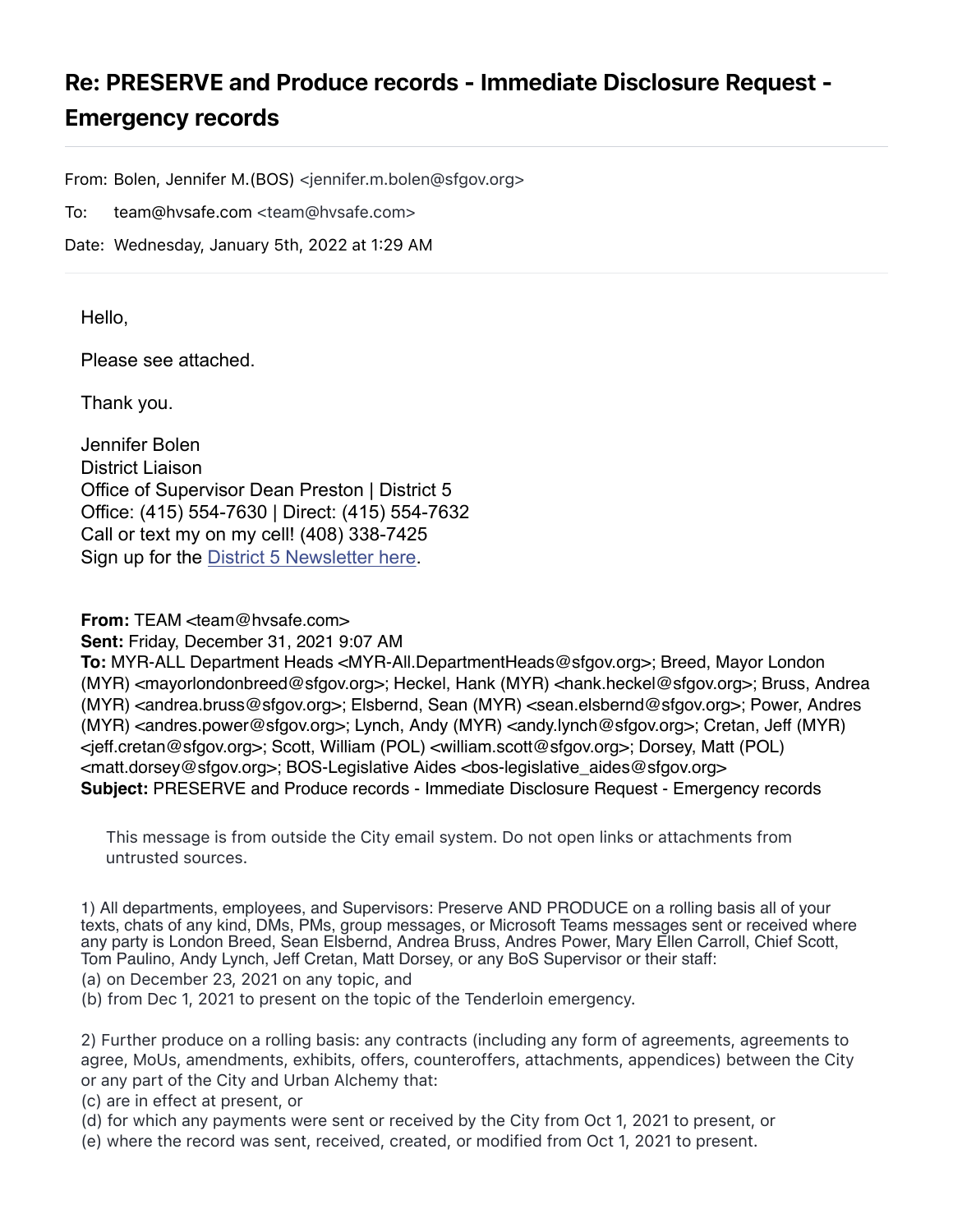# Re: PRESERVE and Produce records - Immediate Disclosure Request - Emergency records

From: Bolen, Jennifer M.(BOS) <jennifer.m.bolen@sfgov.org>

To: team@hvsafe.com <team@hvsafe.com>

Date: Wednesday, January 5th, 2022 at 1:29 AM

---

Hello,

Please see attached.

Thank you.

Jennifer Bolen
District Liaison
Office of Supervisor Dean Preston | District 5
Office: (415) 554-7630 | Direct: (415) 554-7632
Call or text my on my cell! (408) 338-7425
Sign up for the District 5 Newsletter here.

**From:** TEAM <team@hvsafe.com>
**Sent:** Friday, December 31, 2021 9:07 AM
**To:** MYR-ALL Department Heads <MYR-All.DepartmentHeads@sfgov.org>; Breed, Mayor London (MYR) <mayorlondonbreed@sfgov.org>; Heckel, Hank (MYR) <hank.heckel@sfgov.org>; Bruss, Andrea (MYR) <andrea.bruss@sfgov.org>; Elsbernd, Sean (MYR) <sean.elsbernd@sfgov.org>; Power, Andres (MYR) <andres.power@sfgov.org>; Lynch, Andy (MYR) <andy.lynch@sfgov.org>; Cretan, Jeff (MYR) <jeff.cretan@sfgov.org>; Scott, William (POL) <william.scott@sfgov.org>; Dorsey, Matt (POL) <matt.dorsey@sfgov.org>; BOS-Legislative Aides <bos-legislative_aides@sfgov.org>
**Subject:** PRESERVE and Produce records - Immediate Disclosure Request - Emergency records

This message is from outside the City email system. Do not open links or attachments from untrusted sources.

1) All departments, employees, and Supervisors: Preserve AND PRODUCE on a rolling basis all of your texts, chats of any kind, DMs, PMs, group messages, or Microsoft Teams messages sent or received where any party is London Breed, Sean Elsbernd, Andrea Bruss, Andres Power, Mary Ellen Carroll, Chief Scott, Tom Paulino, Andy Lynch, Jeff Cretan, Matt Dorsey, or any BoS Supervisor or their staff:
(a) on December 23, 2021 on any topic, and
(b) from Dec 1, 2021 to present on the topic of the Tenderloin emergency.

2) Further produce on a rolling basis: any contracts (including any form of agreements, agreements to agree, MoUs, amendments, exhibits, offers, counteroffers, attachments, appendices) between the City or any part of the City and Urban Alchemy that:
(c) are in effect at present, or
(d) for which any payments were sent or received by the City from Oct 1, 2021 to present, or
(e) where the record was sent, received, created, or modified from Oct 1, 2021 to present.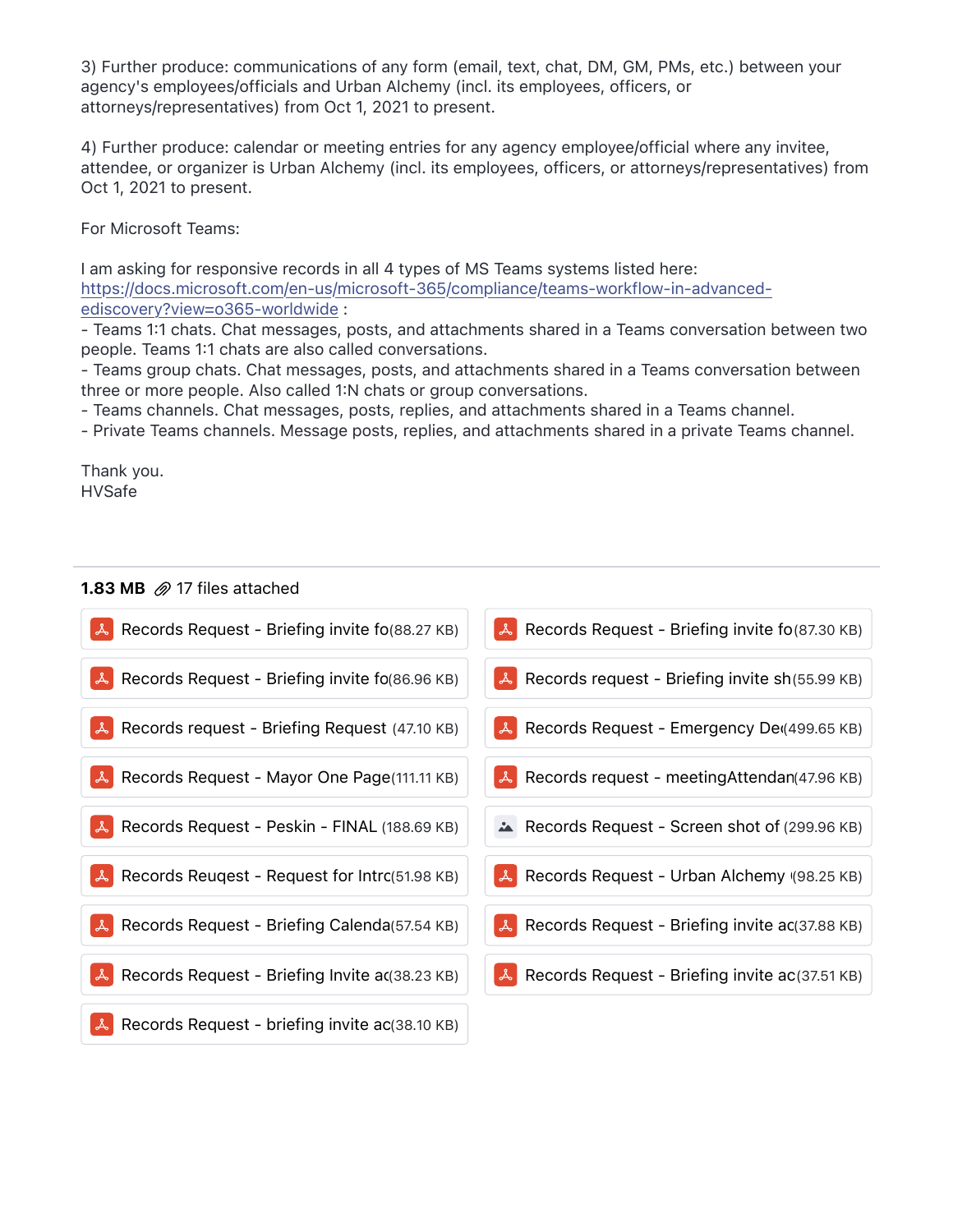3) Further produce: communications of any form (email, text, chat, DM, GM, PMs, etc.) between your agency's employees/officials and Urban Alchemy (incl. its employees, officers, or attorneys/representatives) from Oct 1, 2021 to present.

4) Further produce: calendar or meeting entries for any agency employee/official where any invitee, attendee, or organizer is Urban Alchemy (incl. its employees, officers, or attorneys/representatives) from Oct 1, 2021 to present.

For Microsoft Teams:

I am asking for responsive records in all 4 types of MS Teams systems listed here: https://docs.microsoft.com/en-us/microsoft-365/compliance/teams-workflow-in-advanced-ediscovery?view=o365-worldwide :
- Teams 1:1 chats. Chat messages, posts, and attachments shared in a Teams conversation between two people. Teams 1:1 chats are also called conversations.
- Teams group chats. Chat messages, posts, and attachments shared in a Teams conversation between three or more people. Also called 1:N chats or group conversations.
- Teams channels. Chat messages, posts, replies, and attachments shared in a Teams channel.
- Private Teams channels. Message posts, replies, and attachments shared in a private Teams channel.

Thank you.
HVSafe

---

**1.83 MB** 17 files attached

- Records Request - Briefing invite fo (88.27 KB)
- Records Request - Briefing invite fo (87.30 KB)
- Records Request - Briefing invite fo (86.96 KB)
- Records request - Briefing invite sh (55.99 KB)
- Records request - Briefing Request (47.10 KB)
- Records Request - Emergency De (499.65 KB)
- Records Request - Mayor One Page (111.11 KB)
- Records request - meetingAttendan (47.96 KB)
- Records Request - Peskin - FINAL (188.69 KB)
- Records Request - Screen shot of (299.96 KB)
- Records Reuqest - Request for Intro (51.98 KB)
- Records Request - Urban Alchemy (98.25 KB)
- Records Request - Briefing Calenda (57.54 KB)
- Records Request - Briefing invite ac (37.88 KB)
- Records Request - Briefing Invite ac (38.23 KB)
- Records Request - Briefing invite ac (37.51 KB)
- Records Request - briefing invite ac (38.10 KB)